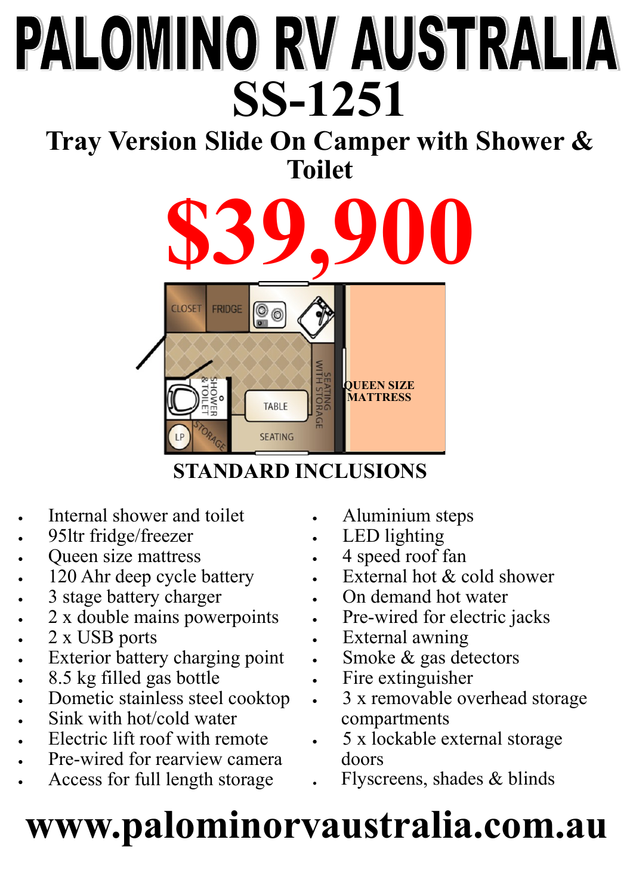# PALOMINO RV AUSTRALIA

## SS-1251

### Tray Version Slide On Camper with Shower & Toilet

# $39,900

CLOSET FRIDGE SHOWER & TOILET TABLE SEATING WITH STORAGE QUEEN SIZE MATTRESS LP STORAGE SEATING

### STANDARD INCLUSIONS

- Internal shower and toilet
- 95ltr fridge/freezer
- Queen size mattress
- 120 Ahr deep cycle battery
- 3 stage battery charger
- 2 x double mains powerpoints
- 2 x USB ports
- Exterior battery charging point
- 8.5 kg filled gas bottle
- Dometic stainless steel cooktop
- Sink with hot/cold water
- Electric lift roof with remote
- Pre-wired for rearview camera
- Access for full length storage
- Aluminium steps
- LED lighting
- 4 speed roof fan
- External hot & cold shower
- On demand hot water
- Pre-wired for electric jacks
- External awning
- Smoke & gas detectors
- Fire extinguisher
- 3 x removable overhead storage compartments
- 5 x lockable external storage doors
- Flyscreens, shades & blinds

# www.palominorvaustralia.com.au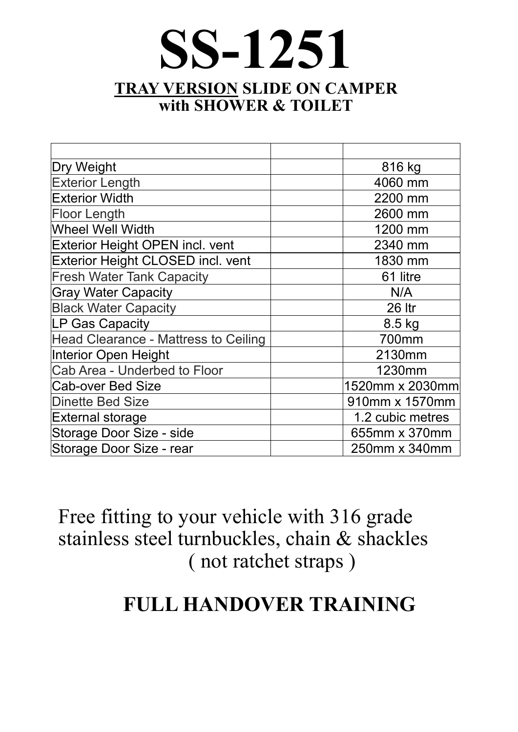# SS-1251

**TRAY VERSION SLIDE ON CAMPER with SHOWER & TOILET**

| | | |
|---|---|---|
| Dry Weight | | 816 kg |
| Exterior Length | | 4060 mm |
| Exterior Width | | 2200 mm |
| Floor Length | | 2600 mm |
| Wheel Well Width | | 1200 mm |
| Exterior Height OPEN incl. vent | | 2340 mm |
| Exterior Height CLOSED incl. vent | | 1830 mm |
| Fresh Water Tank Capacity | | 61 litre |
| Gray Water Capacity | | N/A |
| Black Water Capacity | | 26 ltr |
| LP Gas Capacity | | 8.5 kg |
| Head Clearance - Mattress to Ceiling | | 700mm |
| Interior Open Height | | 2130mm |
| Cab Area - Underbed to Floor | | 1230mm |
| Cab-over Bed Size | | 1520mm x 2030mm |
| Dinette Bed Size | | 910mm x 1570mm |
| External storage | | 1.2 cubic metres |
| Storage Door Size - side | | 655mm x 370mm |
| Storage Door Size - rear | | 250mm x 340mm |

Free fitting to your vehicle with 316 grade stainless steel turnbuckles, chain & shackles ( not ratchet straps )

**FULL HANDOVER TRAINING**